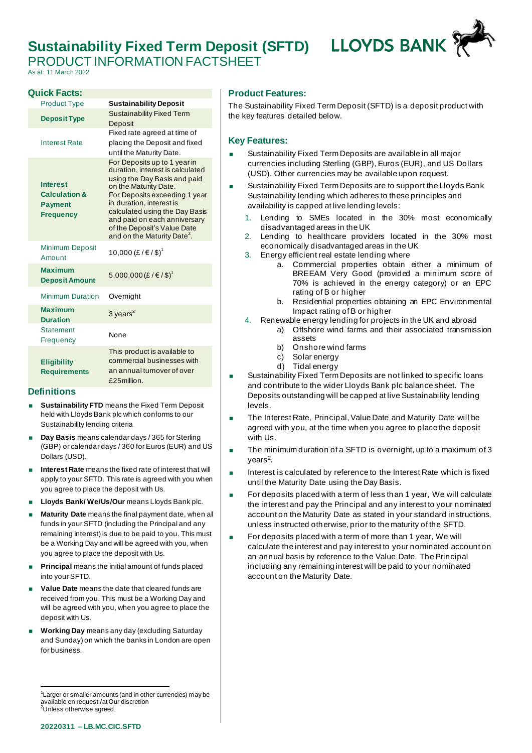# Sustainability Fixed Term Deposit (SFTD)

PRODUCT INFORMATION FACTSHEET

As at: 11 March 2022

## Quick Facts:

| | |
|---|---|
| Product Type | **Sustainability Deposit** |
| **Deposit Type** | Sustainability Fixed Term Deposit |
| Interest Rate | Fixed rate agreed at time of placing the Deposit and fixed until the Maturity Date. |
| **Interest Calculation & Payment Frequency** | For Deposits up to 1 year in duration, interest is calculated using the Day Basis and paid on the Maturity Date. For Deposits exceeding 1 year in duration, interest is calculated using the Day Basis and paid on each anniversary of the Deposit's Value Date and on the Maturity Date[2]. |
| Minimum Deposit Amount | 10,000 (£ / € / $)[1] |
| **Maximum Deposit Amount** | 5,000,000 (£ / € / $)[1] |
| Minimum Duration | Overnight |
| **Maximum Duration** | 3 years[2] |
| Statement Frequency | None |
| **Eligibility Requirements** | This product is available to commercial businesses with an annual turnover of over £25million. |

## Definitions

- **Sustainability FTD** means the Fixed Term Deposit held with Lloyds Bank plc which conforms to our Sustainability lending criteria
- **Day Basis** means calendar days / 365 for Sterling (GBP) or calendar days / 360 for Euros (EUR) and US Dollars (USD).
- **Interest Rate** means the fixed rate of interest that will apply to your SFTD. This rate is agreed with you when you agree to place the deposit with Us.
- **Lloyds Bank/ We/Us/Our** means Lloyds Bank plc.
- **Maturity Date** means the final payment date, when all funds in your SFTD (including the Principal and any remaining interest) is due to be paid to you. This must be a Working Day and will be agreed with you, when you agree to place the deposit with Us.
- **Principal** means the initial amount of funds placed into your SFTD.
- **Value Date** means the date that cleared funds are received from you. This must be a Working Day and will be agreed with you, when you agree to place the deposit with Us.
- **Working Day** means any day (excluding Saturday and Sunday) on which the banks in London are open for business.

## Product Features:

The Sustainability Fixed Term Deposit (SFTD) is a deposit product with the key features detailed below.

## Key Features:

- Sustainability Fixed Term Deposits are available in all major currencies including Sterling (GBP), Euros (EUR), and US Dollars (USD). Other currencies may be available upon request.
- Sustainability Fixed Term Deposits are to support the Lloyds Bank Sustainability lending which adheres to these principles and availability is capped at live lending levels:
  1. Lending to SMEs located in the 30% most economically disadvantaged areas in the UK
  2. Lending to healthcare providers located in the 30% most economically disadvantaged areas in the UK
  3. Energy efficient real estate lending where
     a. Commercial properties obtain either a minimum of BREEAM Very Good (provided a minimum score of 70% is achieved in the energy category) or an EPC rating of B or higher
     b. Residential properties obtaining an EPC Environmental Impact rating of B or higher
  4. Renewable energy lending for projects in the UK and abroad
     a) Offshore wind farms and their associated transmission assets
     b) Onshore wind farms
     c) Solar energy
     d) Tidal energy
- Sustainability Fixed Term Deposits are not linked to specific loans and contribute to the wider Lloyds Bank plc balance sheet. The Deposits outstanding will be capped at live Sustainability lending levels.
- The Interest Rate, Principal, Value Date and Maturity Date will be agreed with you, at the time when you agree to place the deposit with Us.
- The minimum duration of a SFTD is overnight, up to a maximum of 3 years[2].
- Interest is calculated by reference to the Interest Rate which is fixed until the Maturity Date using the Day Basis.
- For deposits placed with a term of less than 1 year, We will calculate the interest and pay the Principal and any interest to your nominated account on the Maturity Date as stated in your standard instructions, unless instructed otherwise, prior to the maturity of the SFTD.
- For deposits placed with a term of more than 1 year, We will calculate the interest and pay interest to your nominated account on an annual basis by reference to the Value Date. The Principal including any remaining interest will be paid to your nominated account on the Maturity Date.

---

[1] Larger or smaller amounts (and in other currencies) may be available on request / at Our discretion

[2] Unless otherwise agreed

**20220311 – LB.MC.CIC.SFTD**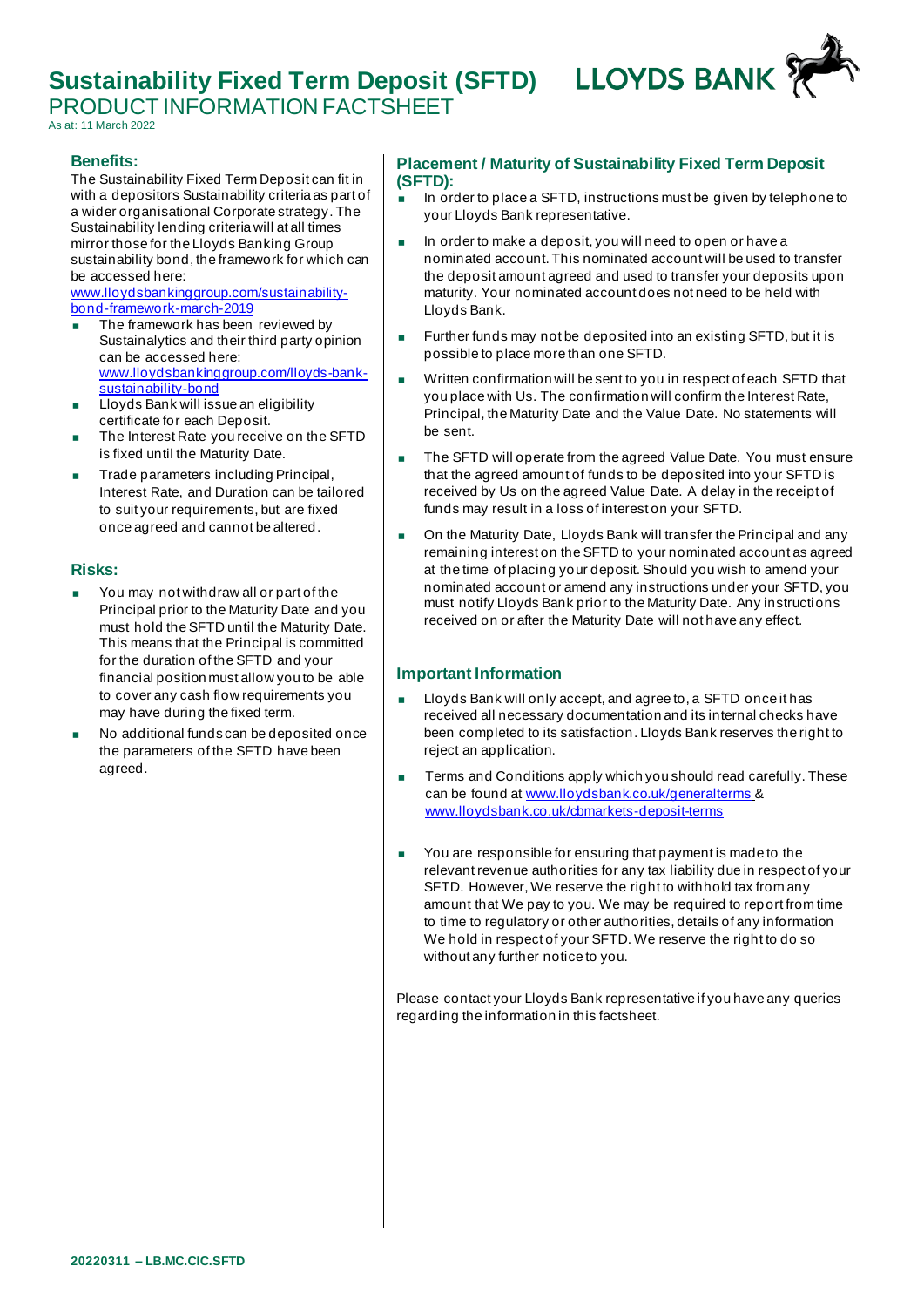# Sustainability Fixed Term Deposit (SFTD)

PRODUCT INFORMATION FACTSHEET

As at: 11 March 2022

## Benefits:

The Sustainability Fixed Term Deposit can fit in with a depositors Sustainability criteria as part of a wider organisational Corporate strategy. The Sustainability lending criteria will at all times mirror those for the Lloyds Banking Group sustainability bond, the framework for which can be accessed here: [www.lloydsbankinggroup.com/sustainability-bond-framework-march-2019](www.lloydsbankinggroup.com/sustainability-bond-framework-march-2019)

- The framework has been reviewed by Sustainalytics and their third party opinion can be accessed here: [www.lloydsbankinggroup.com/lloyds-bank-sustainability-bond](www.lloydsbankinggroup.com/lloyds-bank-sustainability-bond)
- Lloyds Bank will issue an eligibility certificate for each Deposit.
- The Interest Rate you receive on the SFTD is fixed until the Maturity Date.
- Trade parameters including Principal, Interest Rate, and Duration can be tailored to suit your requirements, but are fixed once agreed and cannot be altered.

## Risks:

- You may not withdraw all or part of the Principal prior to the Maturity Date and you must hold the SFTD until the Maturity Date. This means that the Principal is committed for the duration of the SFTD and your financial position must allow you to be able to cover any cash flow requirements you may have during the fixed term.
- No additional funds can be deposited once the parameters of the SFTD have been agreed.

## Placement / Maturity of Sustainability Fixed Term Deposit (SFTD):

- In order to place a SFTD, instructions must be given by telephone to your Lloyds Bank representative.
- In order to make a deposit, you will need to open or have a nominated account. This nominated account will be used to transfer the deposit amount agreed and used to transfer your deposits upon maturity. Your nominated account does not need to be held with Lloyds Bank.
- Further funds may not be deposited into an existing SFTD, but it is possible to place more than one SFTD.
- Written confirmation will be sent to you in respect of each SFTD that you place with Us. The confirmation will confirm the Interest Rate, Principal, the Maturity Date and the Value Date. No statements will be sent.
- The SFTD will operate from the agreed Value Date. You must ensure that the agreed amount of funds to be deposited into your SFTD is received by Us on the agreed Value Date. A delay in the receipt of funds may result in a loss of interest on your SFTD.
- On the Maturity Date, Lloyds Bank will transfer the Principal and any remaining interest on the SFTD to your nominated account as agreed at the time of placing your deposit. Should you wish to amend your nominated account or amend any instructions under your SFTD, you must notify Lloyds Bank prior to the Maturity Date. Any instructions received on or after the Maturity Date will not have any effect.

## Important Information

- Lloyds Bank will only accept, and agree to, a SFTD once it has received all necessary documentation and its internal checks have been completed to its satisfaction. Lloyds Bank reserves the right to reject an application.
- Terms and Conditions apply which you should read carefully. These can be found at [www.lloydsbank.co.uk/generalterms](www.lloydsbank.co.uk/generalterms) & [www.lloydsbank.co.uk/cbmarkets-deposit-terms](www.lloydsbank.co.uk/cbmarkets-deposit-terms)
- You are responsible for ensuring that payment is made to the relevant revenue authorities for any tax liability due in respect of your SFTD. However, We reserve the right to withhold tax from any amount that We pay to you. We may be required to report from time to time to regulatory or other authorities, details of any information We hold in respect of your SFTD. We reserve the right to do so without any further notice to you.

Please contact your Lloyds Bank representative if you have any queries regarding the information in this factsheet.

**20220311 – LB.MC.CIC.SFTD**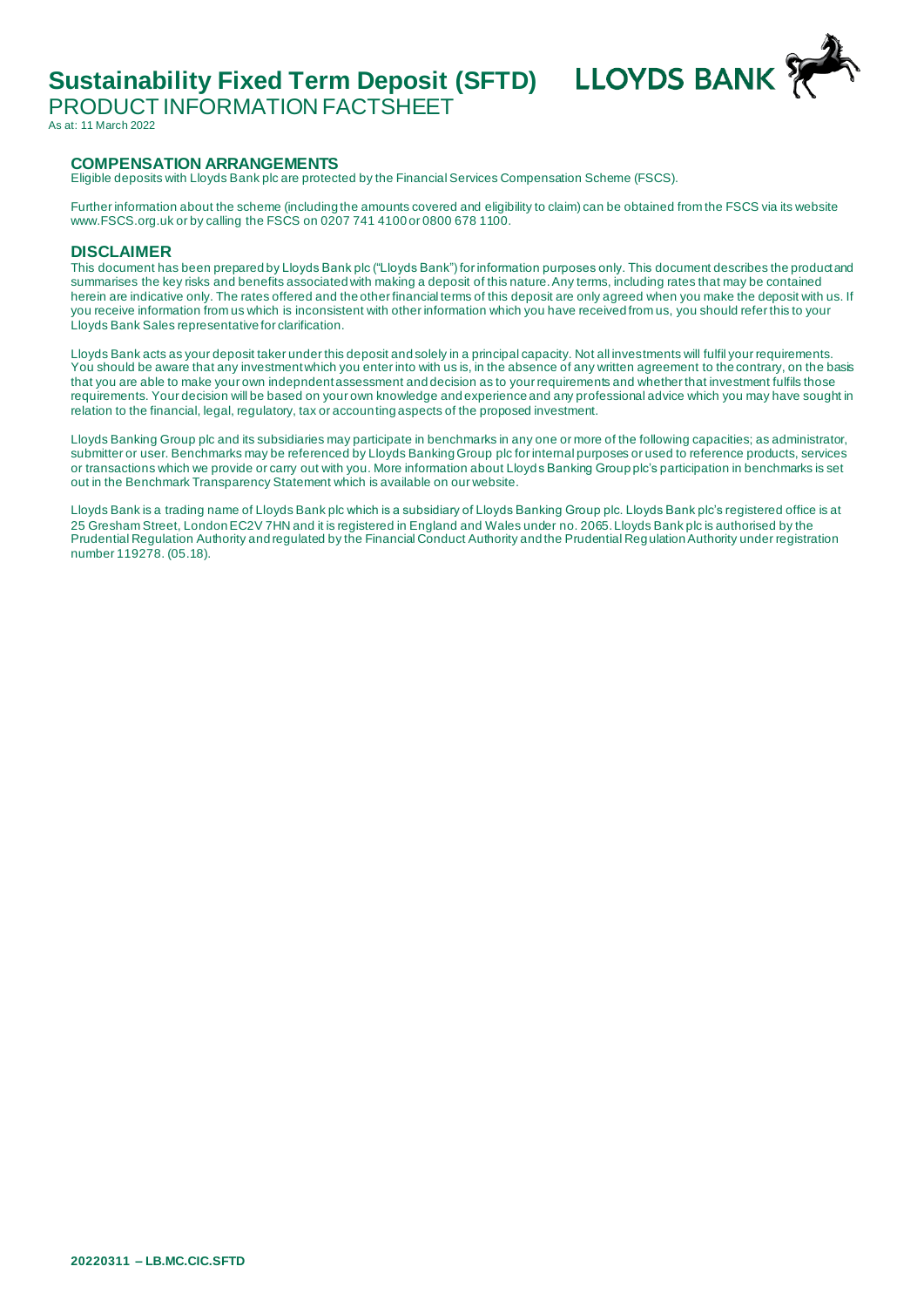## COMPENSATION ARRANGEMENTS

Eligible deposits with Lloyds Bank plc are protected by the Financial Services Compensation Scheme (FSCS).

Further information about the scheme (including the amounts covered and eligibility to claim) can be obtained from the FSCS via its website www.FSCS.org.uk or by calling the FSCS on 0207 741 4100 or 0800 678 1100.

## DISCLAIMER

This document has been prepared by Lloyds Bank plc ("Lloyds Bank") for information purposes only. This document describes the product and summarises the key risks and benefits associated with making a deposit of this nature. Any terms, including rates that may be contained herein are indicative only. The rates offered and the other financial terms of this deposit are only agreed when you make the deposit with us. If you receive information from us which is inconsistent with other information which you have received from us, you should refer this to your Lloyds Bank Sales representative for clarification.

Lloyds Bank acts as your deposit taker under this deposit and solely in a principal capacity. Not all investments will fulfil your requirements. You should be aware that any investment which you enter into with us is, in the absence of any written agreement to the contrary, on the basis that you are able to make your own indepndent assessment and decision as to your requirements and whether that investment fulfils those requirements. Your decision will be based on your own knowledge and experience and any professional advice which you may have sought in relation to the financial, legal, regulatory, tax or accounting aspects of the proposed investment.

Lloyds Banking Group plc and its subsidiaries may participate in benchmarks in any one or more of the following capacities; as administrator, submitter or user. Benchmarks may be referenced by Lloyds Banking Group plc for internal purposes or used to reference products, services or transactions which we provide or carry out with you. More information about Lloyds Banking Group plc's participation in benchmarks is set out in the Benchmark Transparency Statement which is available on our website.

Lloyds Bank is a trading name of Lloyds Bank plc which is a subsidiary of Lloyds Banking Group plc. Lloyds Bank plc's registered office is at 25 Gresham Street, London EC2V 7HN and it is registered in England and Wales under no. 2065. Lloyds Bank plc is authorised by the Prudential Regulation Authority and regulated by the Financial Conduct Authority and the Prudential Regulation Authority under registration number 119278. (05.18).

**20220311 – LB.MC.CIC.SFTD**